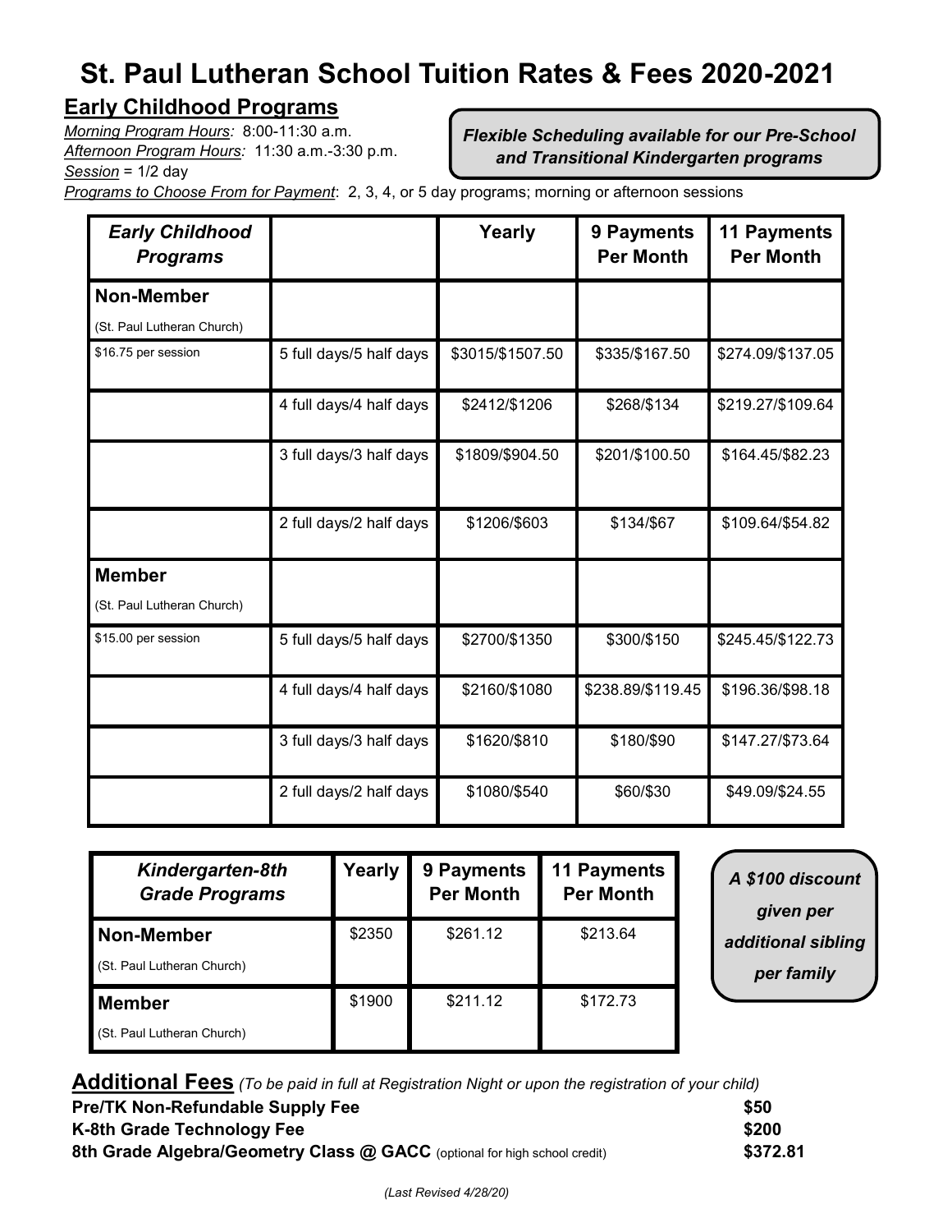# St. Paul Lutheran School Tuition Rates & Fees 2020-2021

## Early Childhood Programs

*Morning Program Hours:* 8:00-11:30 a.m.
*Afternoon Program Hours:* 11:30 a.m.-3:30 p.m.
*Session* = 1/2 day
*Programs to Choose From for Payment*: 2, 3, 4, or 5 day programs; morning or afternoon sessions

***Flexible Scheduling available for our Pre-School and Transitional Kindergarten programs***

| *Early Childhood Programs* | | Yearly | 9 Payments Per Month | 11 Payments Per Month |
|---|---|---|---|---|
| **Non-Member** (St. Paul Lutheran Church) | | | | |
| $16.75 per session | 5 full days/5 half days | $3015/$1507.50 | $335/$167.50 | $274.09/$137.05 |
| | 4 full days/4 half days | $2412/$1206 | $268/$134 | $219.27/$109.64 |
| | 3 full days/3 half days | $1809/$904.50 | $201/$100.50 | $164.45/$82.23 |
| | 2 full days/2 half days | $1206/$603 | $134/$67 | $109.64/$54.82 |
| **Member** (St. Paul Lutheran Church) | | | | |
| $15.00 per session | 5 full days/5 half days | $2700/$1350 | $300/$150 | $245.45/$122.73 |
| | 4 full days/4 half days | $2160/$1080 | $238.89/$119.45 | $196.36/$98.18 |
| | 3 full days/3 half days | $1620/$810 | $180/$90 | $147.27/$73.64 |
| | 2 full days/2 half days | $1080/$540 | $60/$30 | $49.09/$24.55 |

| *Kindergarten-8th Grade Programs* | Yearly | 9 Payments Per Month | 11 Payments Per Month |
|---|---|---|---|
| **Non-Member** (St. Paul Lutheran Church) | $2350 | $261.12 | $213.64 |
| **Member** (St. Paul Lutheran Church) | $1900 | $211.12 | $172.73 |

***A $100 discount given per additional sibling per family***

## Additional Fees *(To be paid in full at Registration Night or upon the registration of your child)*

| | |
|---|---|
| **Pre/TK Non-Refundable Supply Fee** | **$50** |
| **K-8th Grade Technology Fee** | **$200** |
| **8th Grade Algebra/Geometry Class @ GACC** (optional for high school credit) | **$372.81** |

*(Last Revised 4/28/20)*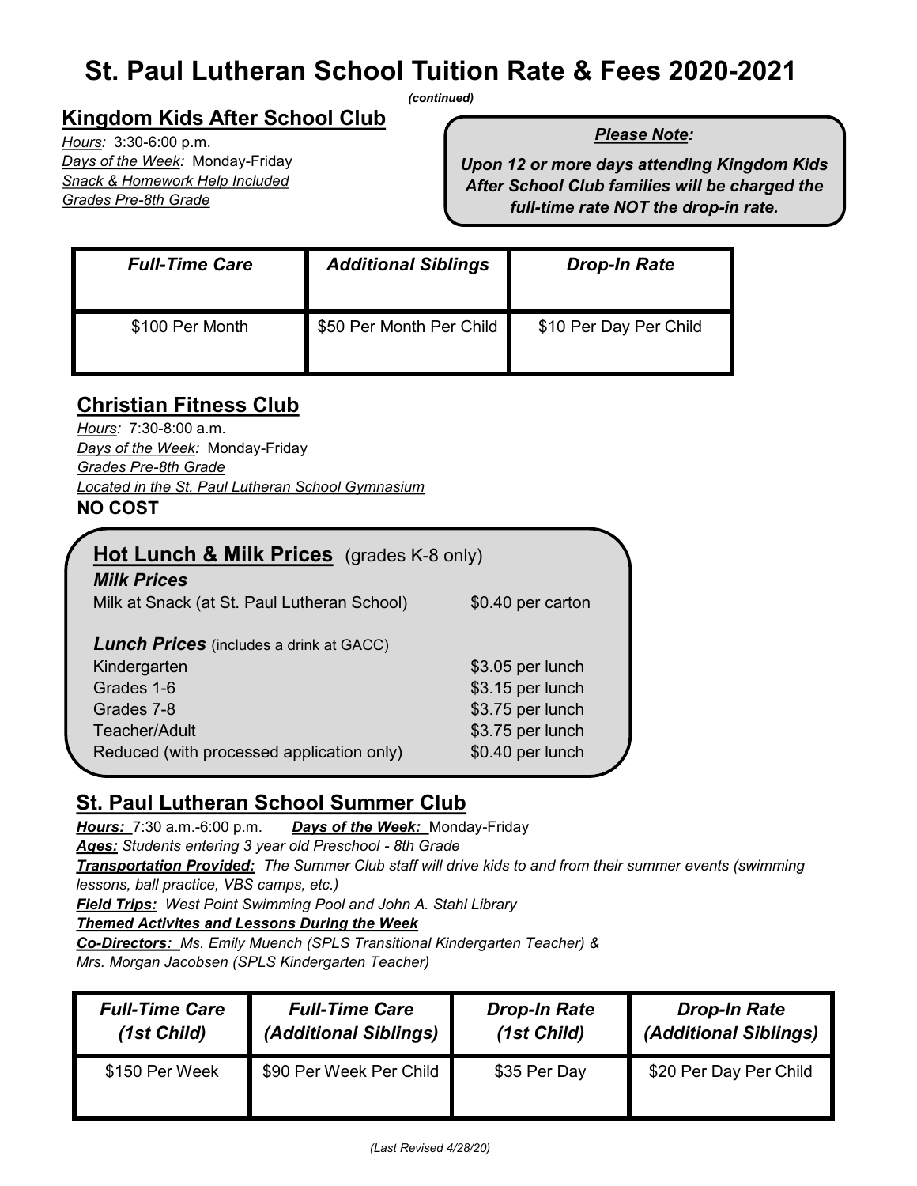# St. Paul Lutheran School Tuition Rate & Fees 2020-2021

***(continued)***

## Kingdom Kids After School Club

*Hours:* 3:30-6:00 p.m.
*Days of the Week:* Monday-Friday
*Snack & Homework Help Included*
*Grades Pre-8th Grade*

> ***Please Note:***
>
> ***Upon 12 or more days attending Kingdom Kids After School Club families will be charged the full-time rate NOT the drop-in rate.***

| *Full-Time Care* | *Additional Siblings* | *Drop-In Rate* |
|---|---|---|
| $100 Per Month | $50 Per Month Per Child | $10 Per Day Per Child |

## Christian Fitness Club

*Hours:* 7:30-8:00 a.m.
*Days of the Week:* Monday-Friday
*Grades Pre-8th Grade*
*Located in the St. Paul Lutheran School Gymnasium*
**NO COST**

## Hot Lunch & Milk Prices (grades K-8 only)

***Milk Prices***

| | |
|---|---|
| Milk at Snack (at St. Paul Lutheran School) | $0.40 per carton |

***Lunch Prices*** (includes a drink at GACC)

| | |
|---|---|
| Kindergarten | $3.05 per lunch |
| Grades 1-6 | $3.15 per lunch |
| Grades 7-8 | $3.75 per lunch |
| Teacher/Adult | $3.75 per lunch |
| Reduced (with processed application only) | $0.40 per lunch |

## St. Paul Lutheran School Summer Club

***Hours:*** 7:30 a.m.-6:00 p.m. ***Days of the Week:*** Monday-Friday
***Ages:*** *Students entering 3 year old Preschool - 8th Grade*
***Transportation Provided:*** *The Summer Club staff will drive kids to and from their summer events (swimming lessons, ball practice, VBS camps, etc.)*
***Field Trips:*** *West Point Swimming Pool and John A. Stahl Library*
***Themed Activites and Lessons During the Week***
***Co-Directors:*** *Ms. Emily Muench (SPLS Transitional Kindergarten Teacher) & Mrs. Morgan Jacobsen (SPLS Kindergarten Teacher)*

| *Full-Time Care (1st Child)* | *Full-Time Care (Additional Siblings)* | *Drop-In Rate (1st Child)* | *Drop-In Rate (Additional Siblings)* |
|---|---|---|---|
| $150 Per Week | $90 Per Week Per Child | $35 Per Day | $20 Per Day Per Child |

*(Last Revised 4/28/20)*